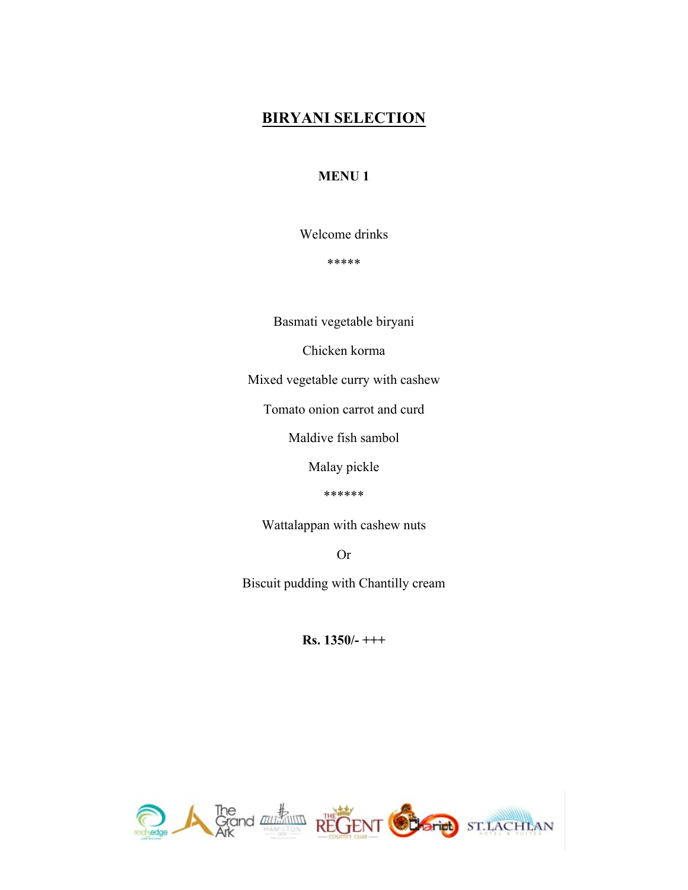# BIRYANI SELECTION

## MENU 1

Welcome drinks

*****

Basmati vegetable biryani

Chicken korma

Mixed vegetable curry with cashew

Tomato onion carrot and curd

Maldive fish sambol

Malay pickle

******

Wattalappan with cashew nuts

Or

Biscuit pudding with Chantilly cream

**Rs. 1350/- +++**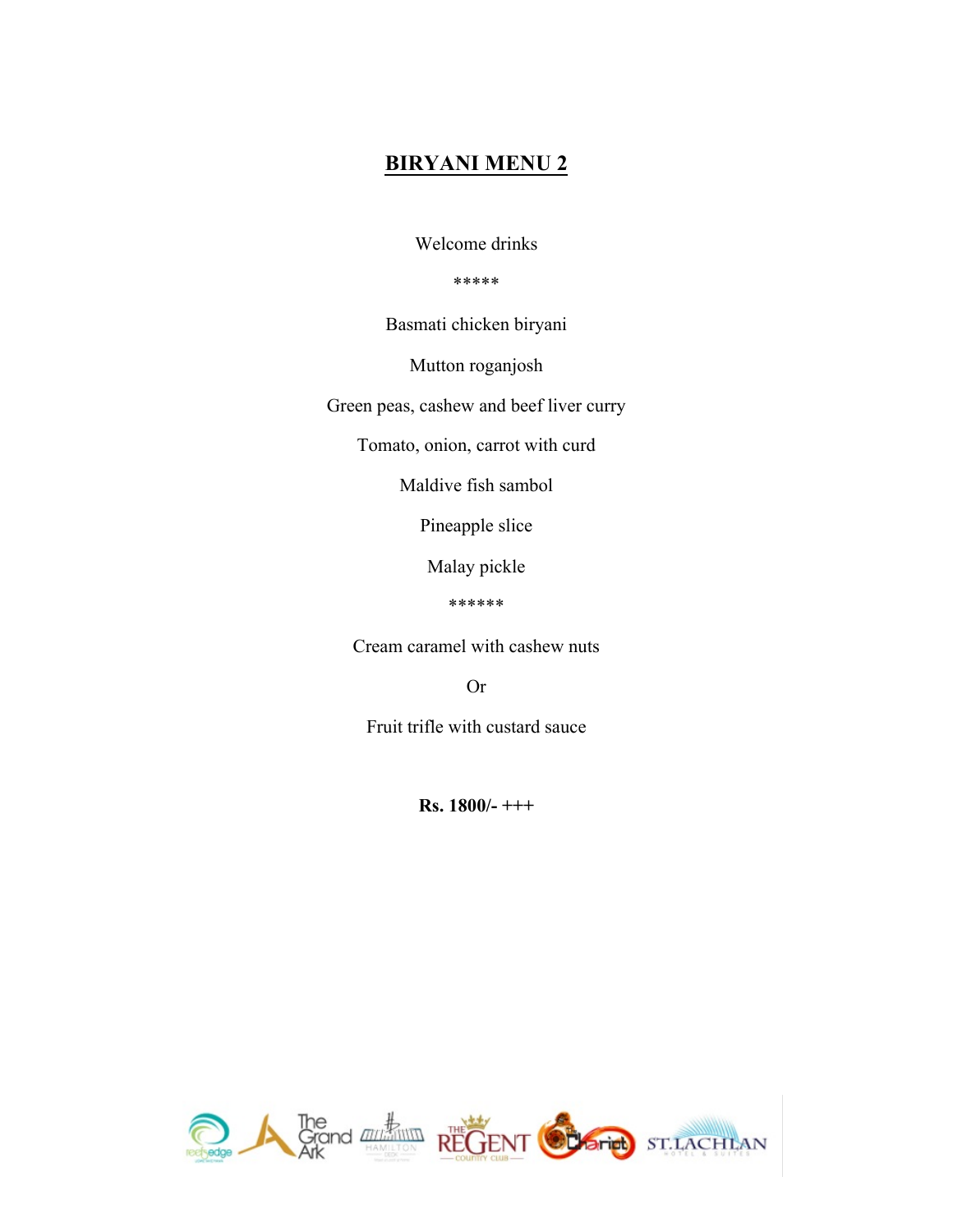# BIRYANI MENU 2

Welcome drinks

*****

Basmati chicken biryani

Mutton roganjosh

Green peas, cashew and beef liver curry

Tomato, onion, carrot with curd

Maldive fish sambol

Pineapple slice

Malay pickle

******

Cream caramel with cashew nuts

Or

Fruit trifle with custard sauce

**Rs. 1800/- +++**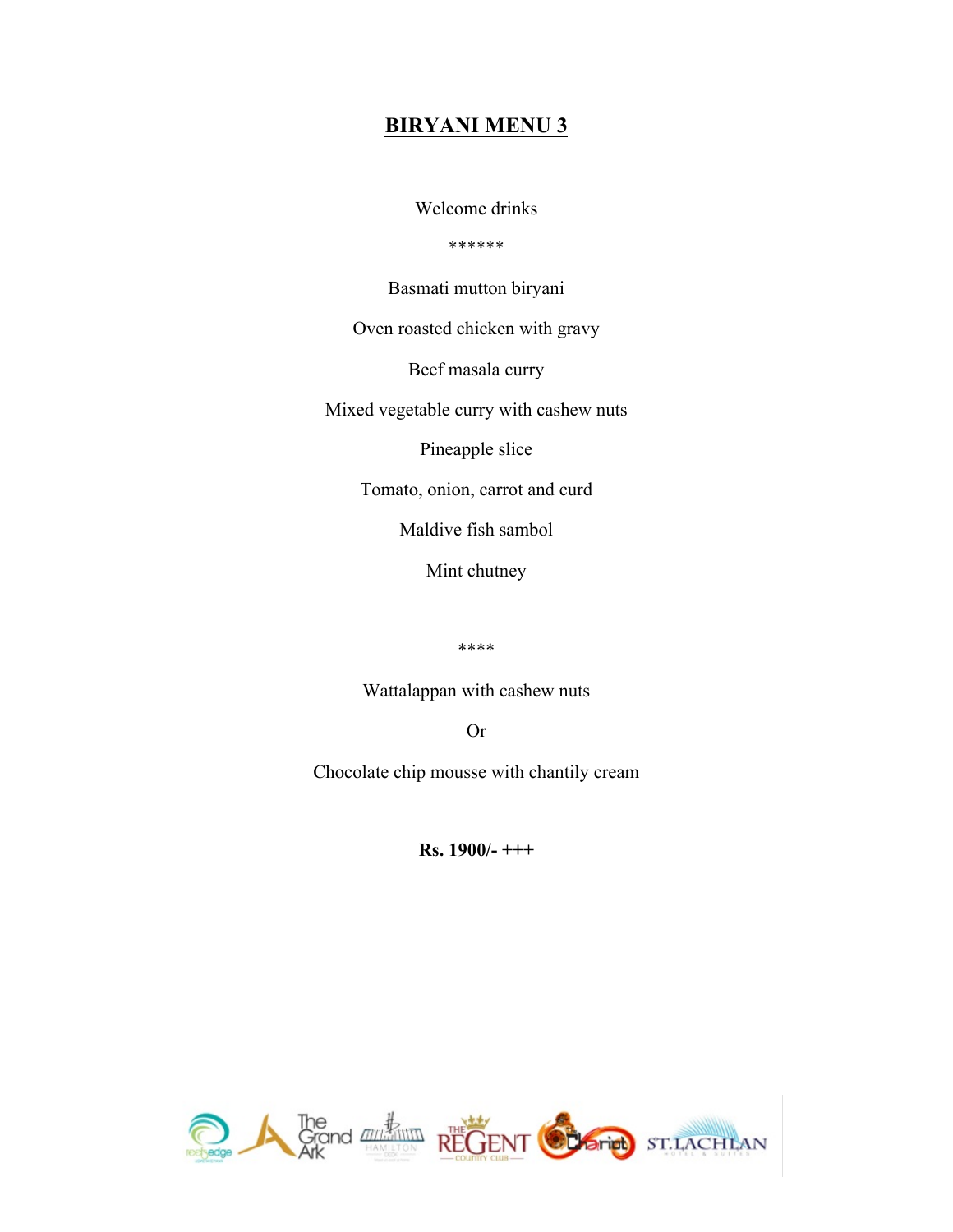# BIRYANI MENU 3

Welcome drinks

******

Basmati mutton biryani

Oven roasted chicken with gravy

Beef masala curry

Mixed vegetable curry with cashew nuts

Pineapple slice

Tomato, onion, carrot and curd

Maldive fish sambol

Mint chutney

****

Wattalappan with cashew nuts

Or

Chocolate chip mousse with chantily cream

**Rs. 1900/- +++**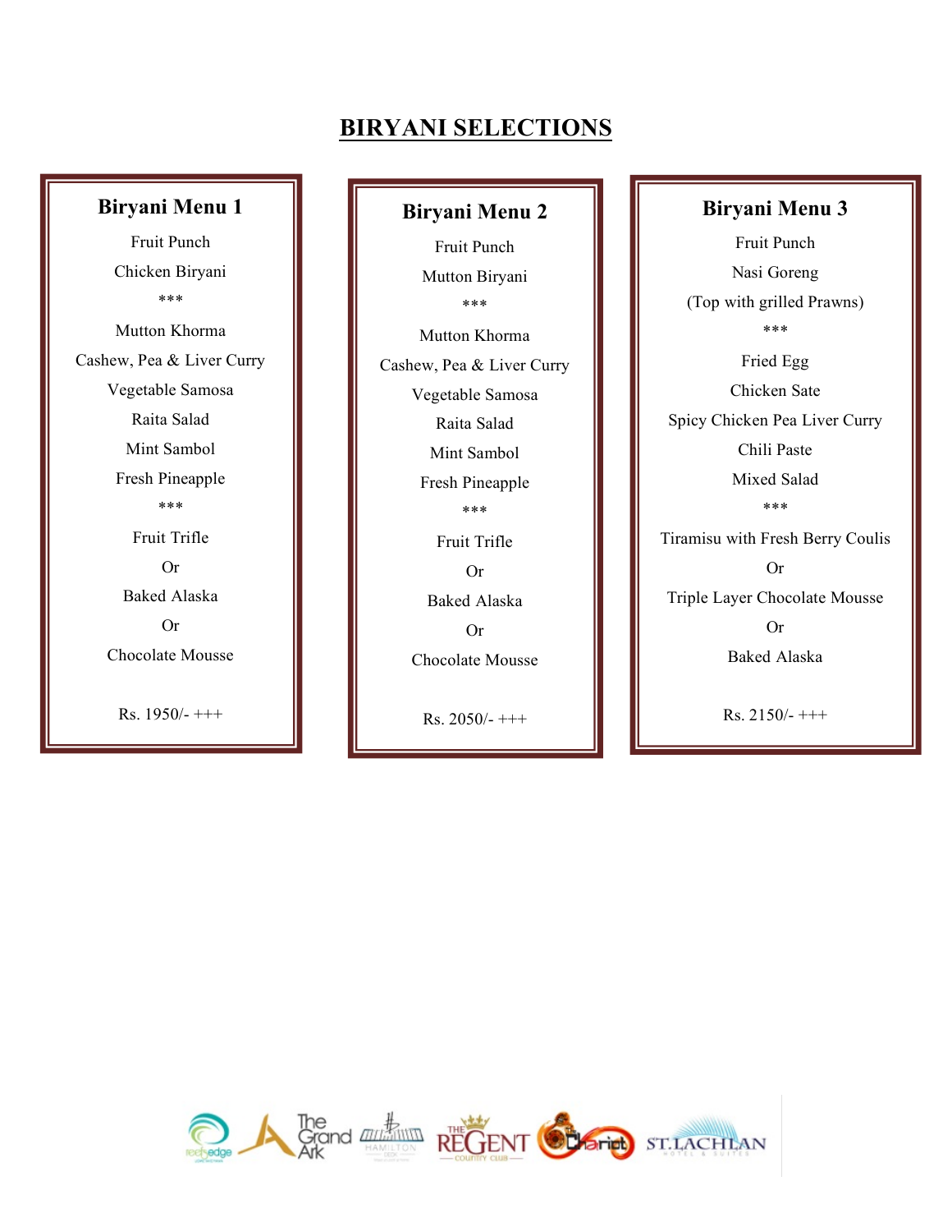# BIRYANI SELECTIONS

## Biryani Menu 1

Fruit Punch

Chicken Biryani

***

Mutton Khorma

Cashew, Pea & Liver Curry

Vegetable Samosa

Raita Salad

Mint Sambol

Fresh Pineapple

***

Fruit Trifle

Or

Baked Alaska

Or

Chocolate Mousse

Rs. 1950/- +++

## Biryani Menu 2

Fruit Punch

Mutton Biryani

***

Mutton Khorma

Cashew, Pea & Liver Curry

Vegetable Samosa

Raita Salad

Mint Sambol

Fresh Pineapple

***

Fruit Trifle

Or

Baked Alaska

Or

Chocolate Mousse

Rs. 2050/- +++

## Biryani Menu 3

Fruit Punch

Nasi Goreng

(Top with grilled Prawns)

***

Fried Egg

Chicken Sate

Spicy Chicken Pea Liver Curry

Chili Paste

Mixed Salad

***

Tiramisu with Fresh Berry Coulis

Or

Triple Layer Chocolate Mousse

Or

Baked Alaska

Rs. 2150/- +++